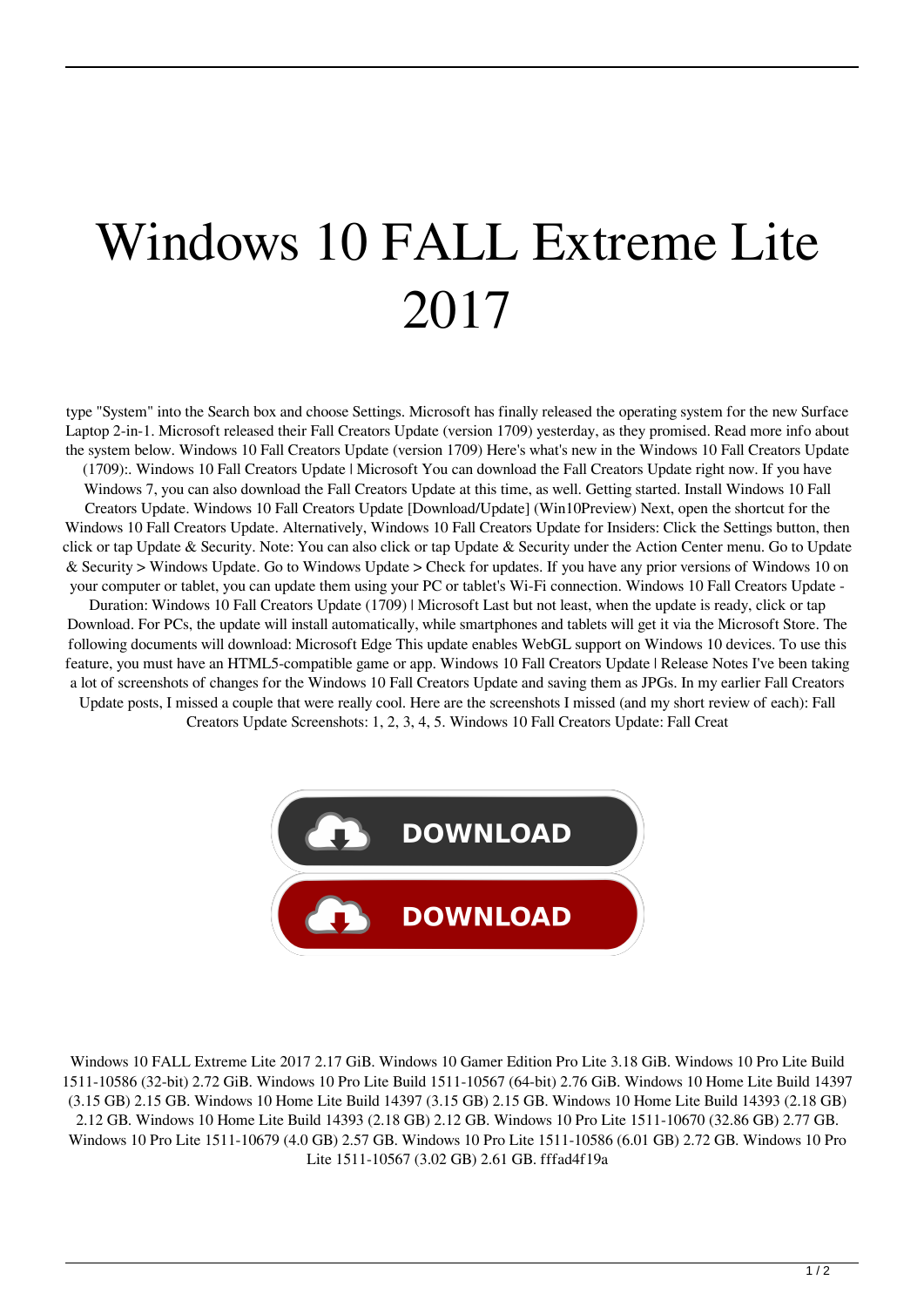# Windows 10 FALL Extreme Lite 2017

type "System" into the Search box and choose Settings. Microsoft has finally released the operating system for the new Surface Laptop 2-in-1. Microsoft released their Fall Creators Update (version 1709) yesterday, as they promised. Read more info about the system below. Windows 10 Fall Creators Update (version 1709) Here's what's new in the Windows 10 Fall Creators Update (1709):. Windows 10 Fall Creators Update | Microsoft You can download the Fall Creators Update right now. If you have Windows 7, you can also download the Fall Creators Update at this time, as well. Getting started. Install Windows 10 Fall Creators Update. Windows 10 Fall Creators Update [Download/Update] (Win10Preview) Next, open the shortcut for the Windows 10 Fall Creators Update. Alternatively, Windows 10 Fall Creators Update for Insiders: Click the Settings button, then click or tap Update & Security. Note: You can also click or tap Update & Security under the Action Center menu. Go to Update & Security > Windows Update. Go to Windows Update > Check for updates. If you have any prior versions of Windows 10 on your computer or tablet, you can update them using your PC or tablet's Wi-Fi connection. Windows 10 Fall Creators Update - Duration: Windows 10 Fall Creators Update (1709) | Microsoft Last but not least, when the update is ready, click or tap Download. For PCs, the update will install automatically, while smartphones and tablets will get it via the Microsoft Store. The following documents will download: Microsoft Edge This update enables WebGL support on Windows 10 devices. To use this feature, you must have an HTML5-compatible game or app. Windows 10 Fall Creators Update | Release Notes I've been taking a lot of screenshots of changes for the Windows 10 Fall Creators Update and saving them as JPGs. In my earlier Fall Creators Update posts, I missed a couple that were really cool. Here are the screenshots I missed (and my short review of each): Fall Creators Update Screenshots: 1, 2, 3, 4, 5. Windows 10 Fall Creators Update: Fall Creat

DOWNLOAD

DOWNLOAD

Windows 10 FALL Extreme Lite 2017 2.17 GiB. Windows 10 Gamer Edition Pro Lite 3.18 GiB. Windows 10 Pro Lite Build 1511-10586 (32-bit) 2.72 GiB. Windows 10 Pro Lite Build 1511-10567 (64-bit) 2.76 GiB. Windows 10 Home Lite Build 14397 (3.15 GB) 2.15 GB. Windows 10 Home Lite Build 14397 (3.15 GB) 2.15 GB. Windows 10 Home Lite Build 14393 (2.18 GB) 2.12 GB. Windows 10 Home Lite Build 14393 (2.18 GB) 2.12 GB. Windows 10 Pro Lite 1511-10670 (32.86 GB) 2.77 GB. Windows 10 Pro Lite 1511-10679 (4.0 GB) 2.57 GB. Windows 10 Pro Lite 1511-10586 (6.01 GB) 2.72 GB. Windows 10 Pro Lite 1511-10567 (3.02 GB) 2.61 GB. fffad4f19a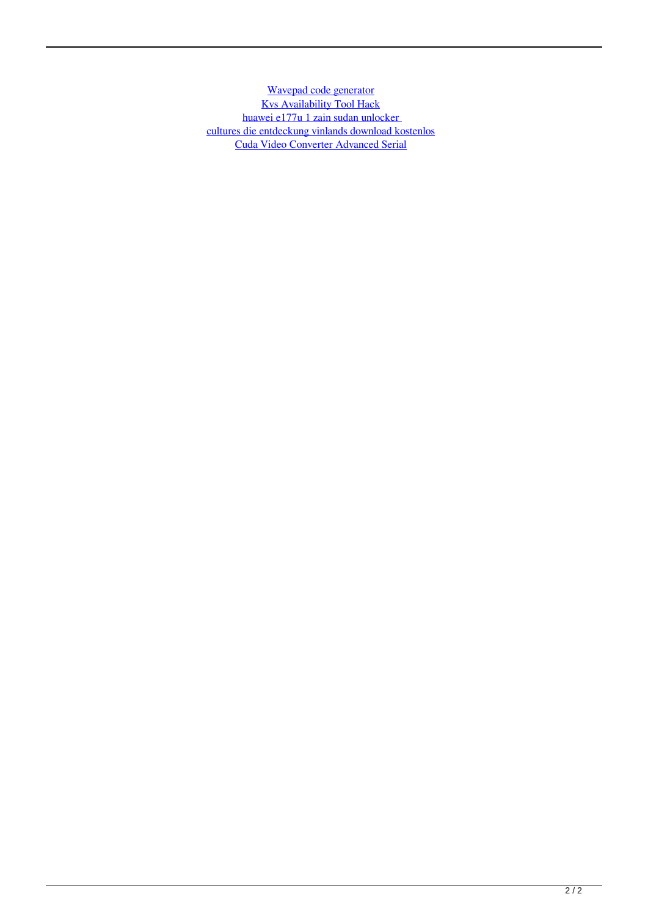Wavepad code generator
Kvs Availability Tool Hack
huawei e177u 1 zain sudan unlocker
cultures die entdeckung vinlands download kostenlos
Cuda Video Converter Advanced Serial